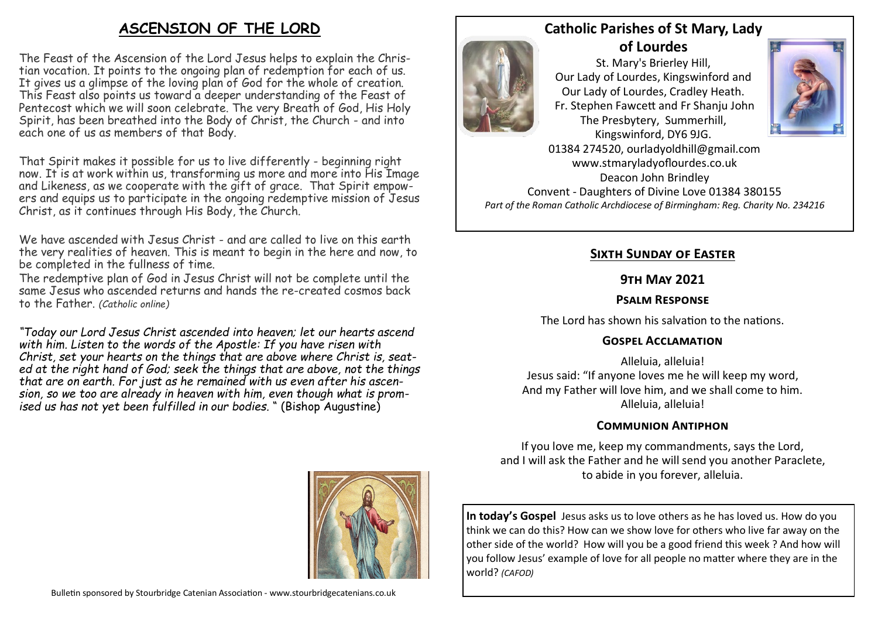# ASCENSION OF THE LORD

The Feast of the Ascension of the Lord Jesus helps to explain the Christian vocation. It points to the ongoing plan of redemption for each of us. It gives us a glimpse of the loving plan of God for the whole of creation. This Feast also points us toward a deeper understanding of the Feast of Pentecost which we will soon celebrate. The very Breath of God, His Holy Spirit, has been breathed into the Body of Christ, the Church - and into each one of us as members of that Body.

That Spirit makes it possible for us to live differently - beginning right now. It is at work within us, transforming us more and more into His Image and Likeness, as we cooperate with the gift of grace. That Spirit empowers and equips us to participate in the ongoing redemptive mission of Jesus Christ, as it continues through His Body, the Church.

We have ascended with Jesus Christ - and are called to live on this earth the very realities of heaven. This is meant to begin in the here and now, to be completed in the fullness of time.

The redemptive plan of God in Jesus Christ will not be complete until the same Jesus who ascended returns and hands the re-created cosmos back to the Father. *(Catholic online)*

*"Today our Lord Jesus Christ ascended into heaven; let our hearts ascend with him. Listen to the words of the Apostle: If you have risen with Christ, set your hearts on the things that are above where Christ is, seated at the right hand of God; seek the things that are above, not the things that are on earth. For just as he remained with us even after his ascension, so we too are already in heaven with him, even though what is promised us has not yet been fulfilled in our bodies.* " (Bishop Augustine)

Bulletin sponsored by Stourbridge Catenian Association - www.stourbridgecatenians.co.uk

## Catholic Parishes of St Mary, Lady of Lourdes

St. Mary's Brierley Hill,
Our Lady of Lourdes, Kingswinford and
Our Lady of Lourdes, Cradley Heath.
Fr. Stephen Fawcett and Fr Shanju John
The Presbytery, Summerhill,
Kingswinford, DY6 9JG.
01384 274520, ourladyoldhill@gmail.com
www.stmaryladyoflourdes.co.uk
Deacon John Brindley
Convent - Daughters of Divine Love 01384 380155
*Part of the Roman Catholic Archdiocese of Birmingham: Reg. Charity No. 234216*

### Sixth Sunday of Easter

### 9th May 2021

#### Psalm Response

The Lord has shown his salvation to the nations.

#### Gospel Acclamation

Alleluia, alleluia!
Jesus said: "If anyone loves me he will keep my word,
And my Father will love him, and we shall come to him.
Alleluia, alleluia!

#### Communion Antiphon

If you love me, keep my commandments, says the Lord,
and I will ask the Father and he will send you another Paraclete,
to abide in you forever, alleluia.

**In today's Gospel** Jesus asks us to love others as he has loved us. How do you think we can do this? How can we show love for others who live far away on the other side of the world? How will you be a good friend this week ? And how will you follow Jesus' example of love for all people no matter where they are in the world? *(CAFOD)*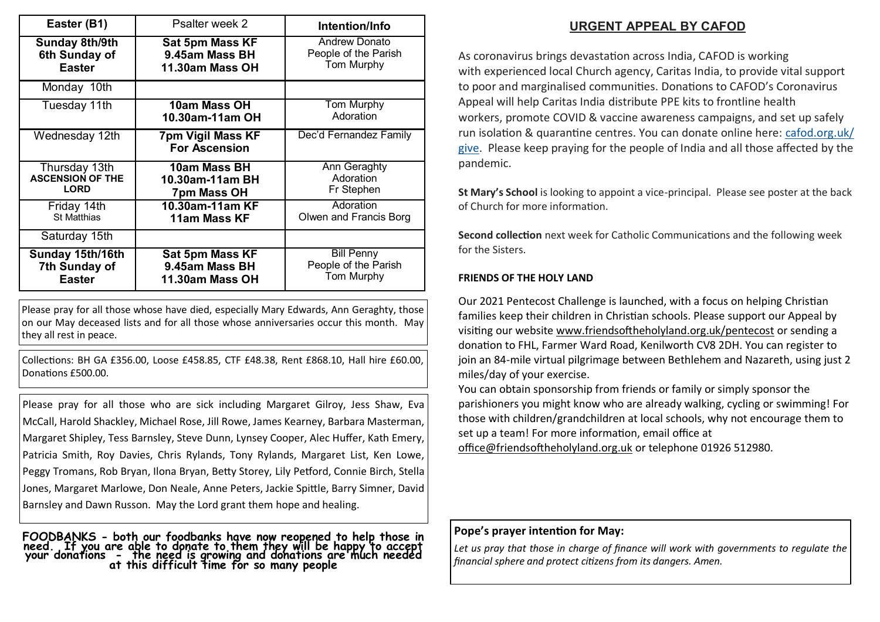| Easter (B1) | Psalter week 2 | Intention/Info |
|---|---|---|
| **Sunday 8th/9th 6th Sunday of Easter** | **Sat 5pm Mass KF 9.45am Mass BH 11.30am Mass OH** | Andrew Donato People of the Parish Tom Murphy |
| Monday 10th | | |
| Tuesday 11th | **10am Mass OH 10.30am-11am OH** | Tom Murphy Adoration |
| Wednesday 12th | **7pm Vigil Mass KF For Ascension** | Dec'd Fernandez Family |
| Thursday 13th **ASCENSION OF THE LORD** | **10am Mass BH 10.30am-11am BH 7pm Mass OH** | Ann Geraghty Adoration Fr Stephen |
| Friday 14th St Matthias | **10.30am-11am KF 11am Mass KF** | Adoration Olwen and Francis Borg |
| Saturday 15th | | |
| **Sunday 15th/16th 7th Sunday of Easter** | **Sat 5pm Mass KF 9.45am Mass BH 11.30am Mass OH** | Bill Penny People of the Parish Tom Murphy |

Please pray for all those whose have died, especially Mary Edwards, Ann Geraghty, those on our May deceased lists and for all those whose anniversaries occur this month. May they all rest in peace.

Collections: BH GA £356.00, Loose £458.85, CTF £48.38, Rent £868.10, Hall hire £60.00, Donations £500.00.

Please pray for all those who are sick including Margaret Gilroy, Jess Shaw, Eva McCall, Harold Shackley, Michael Rose, Jill Rowe, James Kearney, Barbara Masterman, Margaret Shipley, Tess Barnsley, Steve Dunn, Lynsey Cooper, Alec Huffer, Kath Emery, Patricia Smith, Roy Davies, Chris Rylands, Tony Rylands, Margaret List, Ken Lowe, Peggy Tromans, Rob Bryan, Ilona Bryan, Betty Storey, Lily Petford, Connie Birch, Stella Jones, Margaret Marlowe, Don Neale, Anne Peters, Jackie Spittle, Barry Simner, David Barnsley and Dawn Russon. May the Lord grant them hope and healing.

**FOODBANKS - both our foodbanks have now reopened to help those in need. If you are able to donate to them they will be happy to accept your donations - the need is growing and donations are much needed at this difficult time for so many people**

## URGENT APPEAL BY CAFOD

As coronavirus brings devastation across India, CAFOD is working with experienced local Church agency, Caritas India, to provide vital support to poor and marginalised communities. Donations to CAFOD's Coronavirus Appeal will help Caritas India distribute PPE kits to frontline health workers, promote COVID & vaccine awareness campaigns, and set up safely run isolation & quarantine centres. You can donate online here: cafod.org.uk/give. Please keep praying for the people of India and all those affected by the pandemic.

**St Mary's School** is looking to appoint a vice-principal. Please see poster at the back of Church for more information.

**Second collection** next week for Catholic Communications and the following week for the Sisters.

**FRIENDS OF THE HOLY LAND**

Our 2021 Pentecost Challenge is launched, with a focus on helping Christian families keep their children in Christian schools. Please support our Appeal by visiting our website www.friendsoftheholyland.org.uk/pentecost or sending a donation to FHL, Farmer Ward Road, Kenilworth CV8 2DH. You can register to join an 84-mile virtual pilgrimage between Bethlehem and Nazareth, using just 2 miles/day of your exercise.

You can obtain sponsorship from friends or family or simply sponsor the parishioners you might know who are already walking, cycling or swimming! For those with children/grandchildren at local schools, why not encourage them to set up a team! For more information, email office at office@friendsoftheholyland.org.uk or telephone 01926 512980.

**Pope's prayer intention for May:**

*Let us pray that those in charge of finance will work with governments to regulate the financial sphere and protect citizens from its dangers. Amen.*